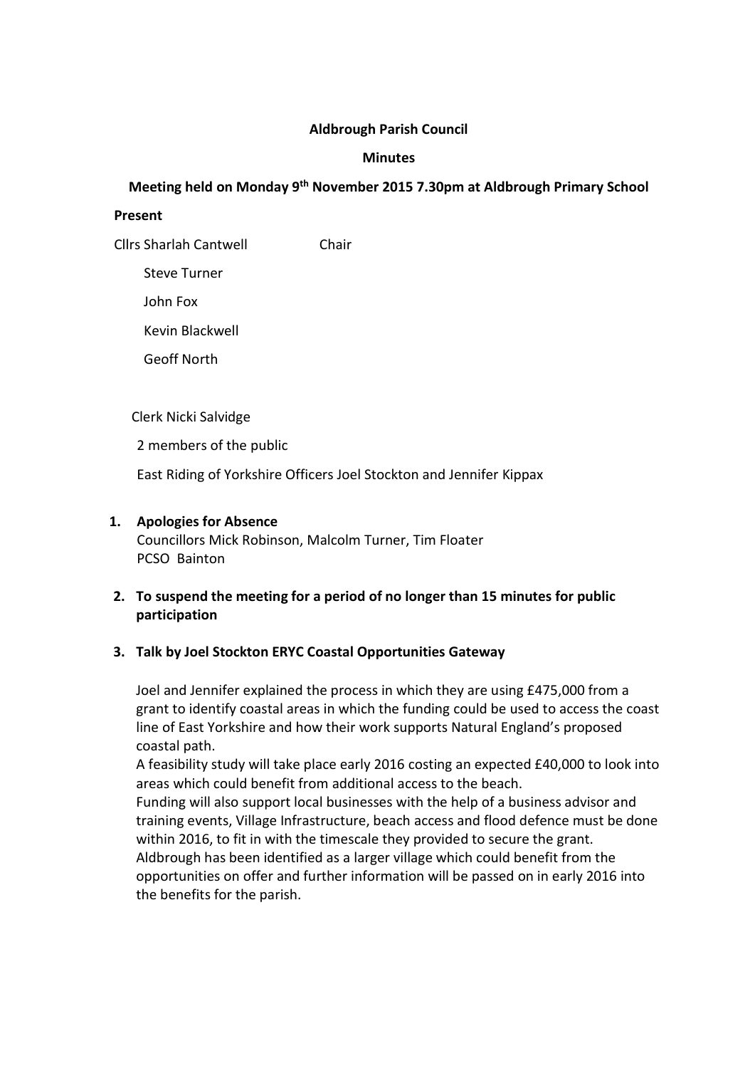**Aldbrough Parish Council**

**Minutes**

**Meeting held on Monday 9th November 2015 7.30pm at Aldbrough Primary School**

**Present**

Cllrs Sharlah Cantwell Chair

Steve Turner

John Fox

Kevin Blackwell

Geoff North

Clerk Nicki Salvidge

2 members of the public

East Riding of Yorkshire Officers Joel Stockton and Jennifer Kippax

1. **Apologies for Absence**
   Councillors Mick Robinson, Malcolm Turner, Tim Floater
   PCSO Bainton

2. **To suspend the meeting for a period of no longer than 15 minutes for public participation**

3. **Talk by Joel Stockton ERYC Coastal Opportunities Gateway**

   Joel and Jennifer explained the process in which they are using £475,000 from a grant to identify coastal areas in which the funding could be used to access the coast line of East Yorkshire and how their work supports Natural England's proposed coastal path.
   A feasibility study will take place early 2016 costing an expected £40,000 to look into areas which could benefit from additional access to the beach.
   Funding will also support local businesses with the help of a business advisor and training events, Village Infrastructure, beach access and flood defence must be done within 2016, to fit in with the timescale they provided to secure the grant.
   Aldbrough has been identified as a larger village which could benefit from the opportunities on offer and further information will be passed on in early 2016 into the benefits for the parish.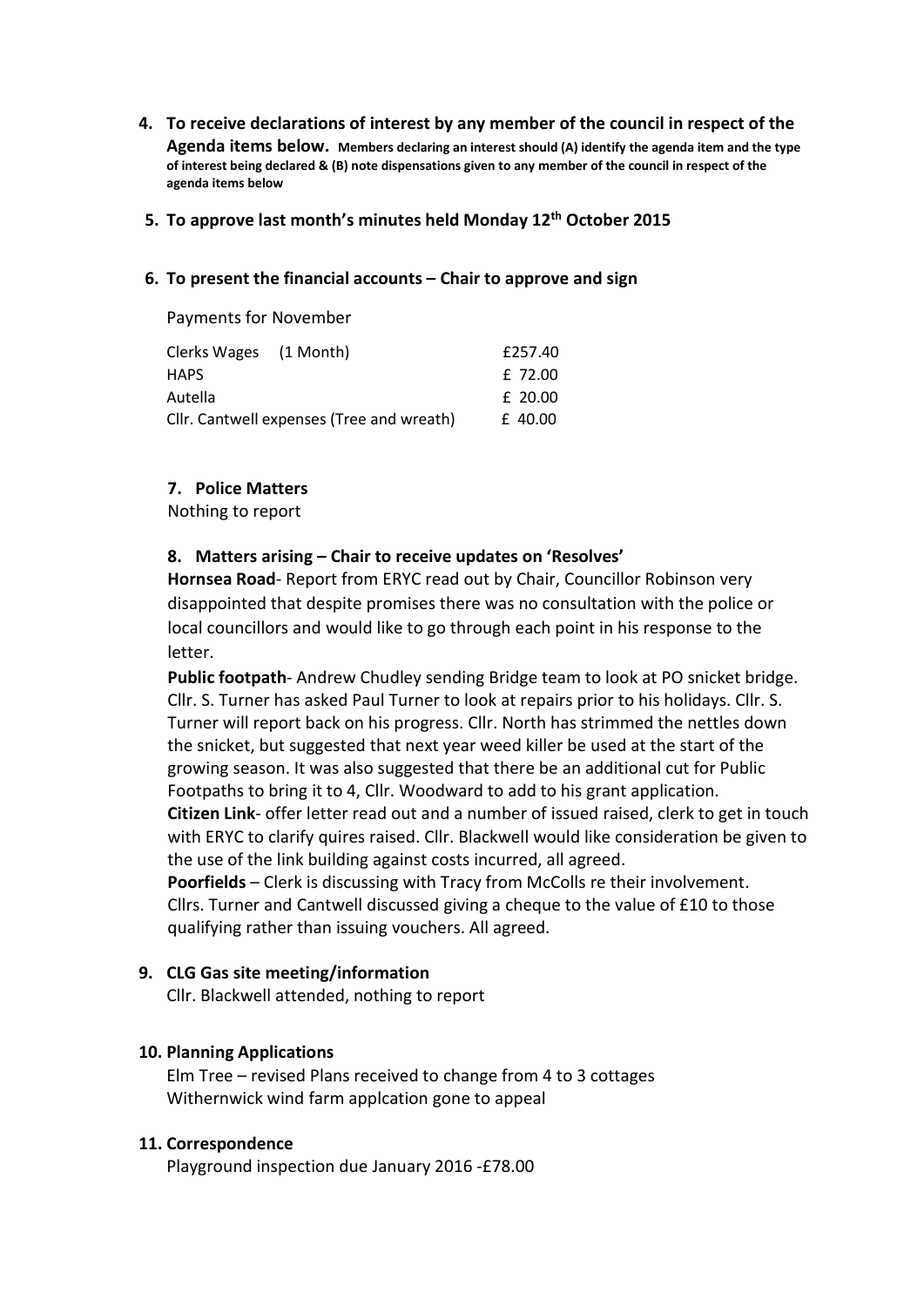4. **To receive declarations of interest by any member of the council in respect of the Agenda items below.** **Members declaring an interest should (A) identify the agenda item and the type of interest being declared & (B) note dispensations given to any member of the council in respect of the agenda items below**

5. **To approve last month's minutes held Monday 12th October 2015**

6. **To present the financial accounts – Chair to approve and sign**

Payments for November

| | |
|---|---|
| Clerks Wages (1 Month) | £257.40 |
| HAPS | £ 72.00 |
| Autella | £ 20.00 |
| Cllr. Cantwell expenses (Tree and wreath) | £ 40.00 |

7. **Police Matters**

Nothing to report

8. **Matters arising – Chair to receive updates on 'Resolves'**

**Hornsea Road**- Report from ERYC read out by Chair, Councillor Robinson very disappointed that despite promises there was no consultation with the police or local councillors and would like to go through each point in his response to the letter.

**Public footpath**- Andrew Chudley sending Bridge team to look at PO snicket bridge. Cllr. S. Turner has asked Paul Turner to look at repairs prior to his holidays. Cllr. S. Turner will report back on his progress. Cllr. North has strimmed the nettles down the snicket, but suggested that next year weed killer be used at the start of the growing season. It was also suggested that there be an additional cut for Public Footpaths to bring it to 4, Cllr. Woodward to add to his grant application.

**Citizen Link**- offer letter read out and a number of issued raised, clerk to get in touch with ERYC to clarify quires raised. Cllr. Blackwell would like consideration be given to the use of the link building against costs incurred, all agreed.

**Poorfields** – Clerk is discussing with Tracy from McColls re their involvement. Cllrs. Turner and Cantwell discussed giving a cheque to the value of £10 to those qualifying rather than issuing vouchers. All agreed.

9. **CLG Gas site meeting/information**

Cllr. Blackwell attended, nothing to report

10. **Planning Applications**

Elm Tree – revised Plans received to change from 4 to 3 cottages
Withernwick wind farm applcation gone to appeal

11. **Correspondence**

Playground inspection due January 2016 -£78.00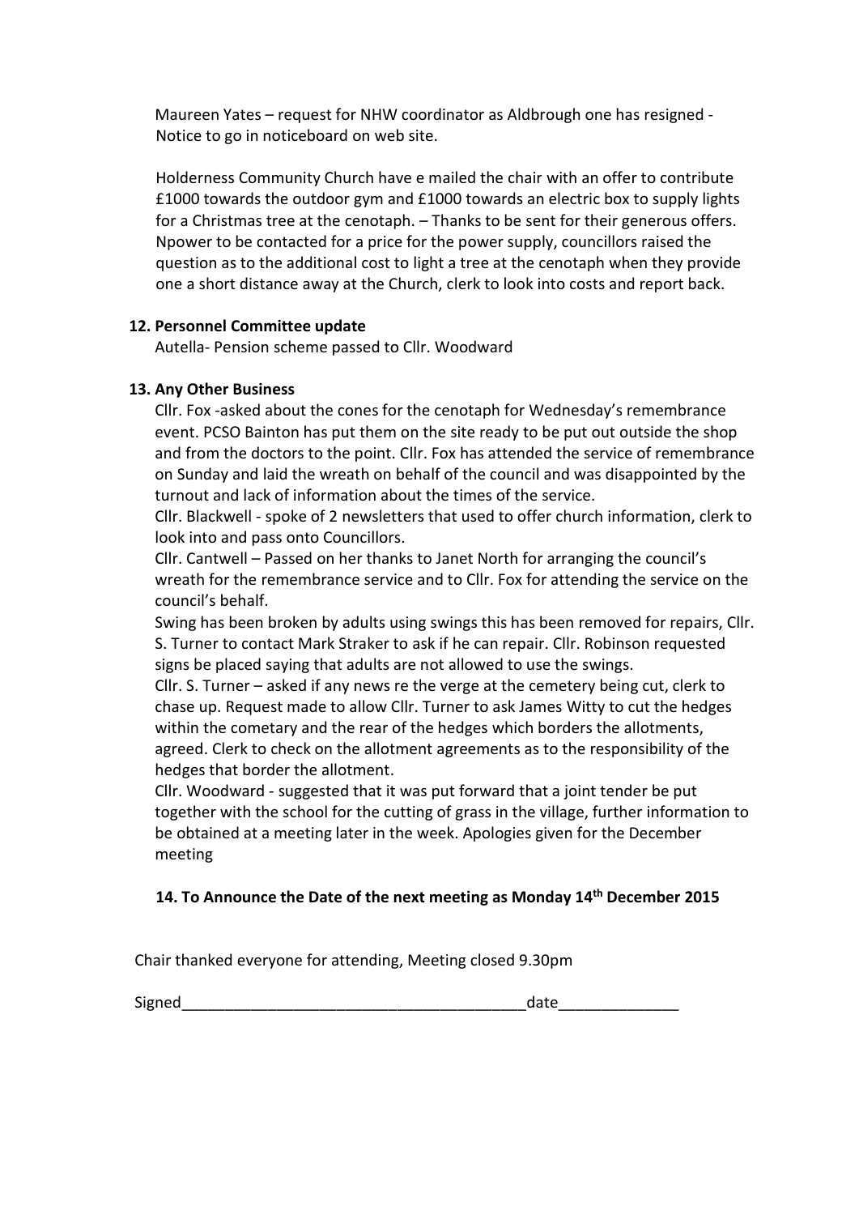Maureen Yates – request for NHW coordinator as Aldbrough one has resigned - Notice to go in noticeboard on web site.

Holderness Community Church have e mailed the chair with an offer to contribute £1000 towards the outdoor gym and £1000 towards an electric box to supply lights for a Christmas tree at the cenotaph. – Thanks to be sent for their generous offers. Npower to be contacted for a price for the power supply, councillors raised the question as to the additional cost to light a tree at the cenotaph when they provide one a short distance away at the Church, clerk to look into costs and report back.

**12. Personnel Committee update**

Autella- Pension scheme passed to Cllr. Woodward

**13. Any Other Business**

Cllr. Fox -asked about the cones for the cenotaph for Wednesday's remembrance event. PCSO Bainton has put them on the site ready to be put out outside the shop and from the doctors to the point. Cllr. Fox has attended the service of remembrance on Sunday and laid the wreath on behalf of the council and was disappointed by the turnout and lack of information about the times of the service.

Cllr. Blackwell - spoke of 2 newsletters that used to offer church information, clerk to look into and pass onto Councillors.

Cllr. Cantwell – Passed on her thanks to Janet North for arranging the council's wreath for the remembrance service and to Cllr. Fox for attending the service on the council's behalf.

Swing has been broken by adults using swings this has been removed for repairs, Cllr. S. Turner to contact Mark Straker to ask if he can repair. Cllr. Robinson requested signs be placed saying that adults are not allowed to use the swings.

Cllr. S. Turner – asked if any news re the verge at the cemetery being cut, clerk to chase up. Request made to allow Cllr. Turner to ask James Witty to cut the hedges within the cometary and the rear of the hedges which borders the allotments, agreed. Clerk to check on the allotment agreements as to the responsibility of the hedges that border the allotment.

Cllr. Woodward - suggested that it was put forward that a joint tender be put together with the school for the cutting of grass in the village, further information to be obtained at a meeting later in the week. Apologies given for the December meeting

**14. To Announce the Date of the next meeting as Monday 14th December 2015**

Chair thanked everyone for attending, Meeting closed 9.30pm

Signed________________________________________date______________